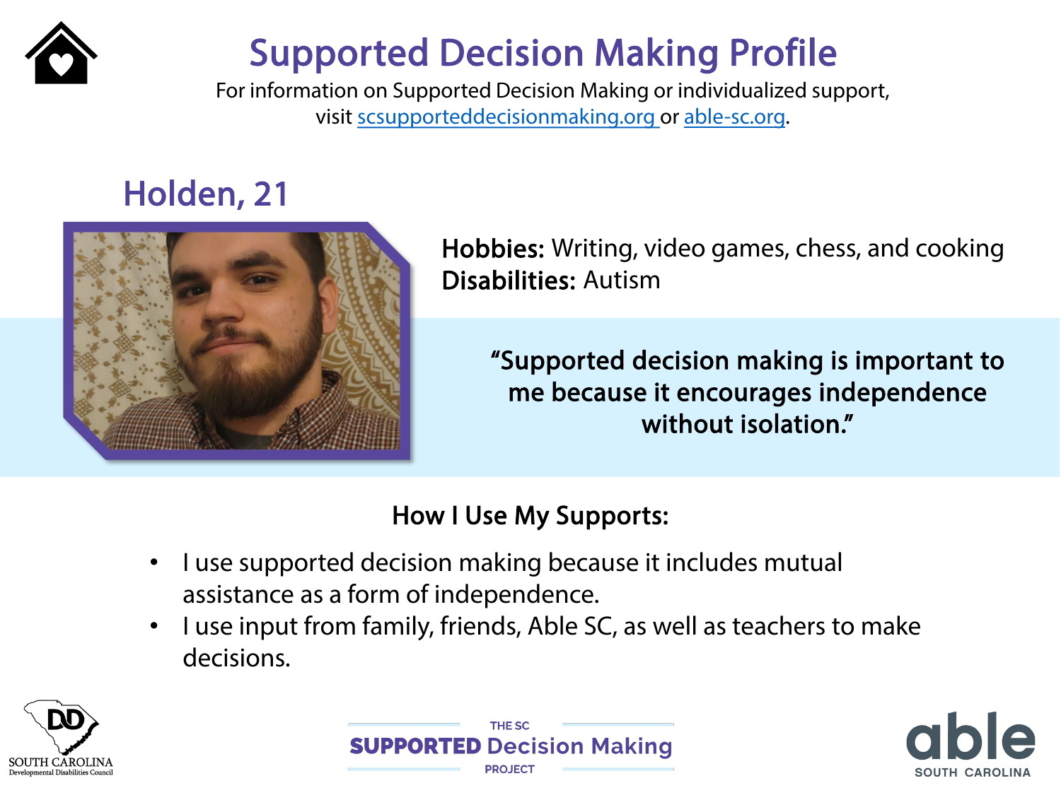# Supported Decision Making Profile

For information on Supported Decision Making or individualized support, visit scsupporteddecisionmaking.org or able-sc.org.

## Holden, 21

**Hobbies:** Writing, video games, chess, and cooking
**Disabilities:** Autism

**"Supported decision making is important to me because it encourages independence without isolation."**

### How I Use My Supports:

- I use supported decision making because it includes mutual assistance as a form of independence.
- I use input from family, friends, Able SC, as well as teachers to make decisions.

SOUTH CAROLINA Developmental Disabilities Council

THE SC SUPPORTED Decision Making PROJECT

able SOUTH CAROLINA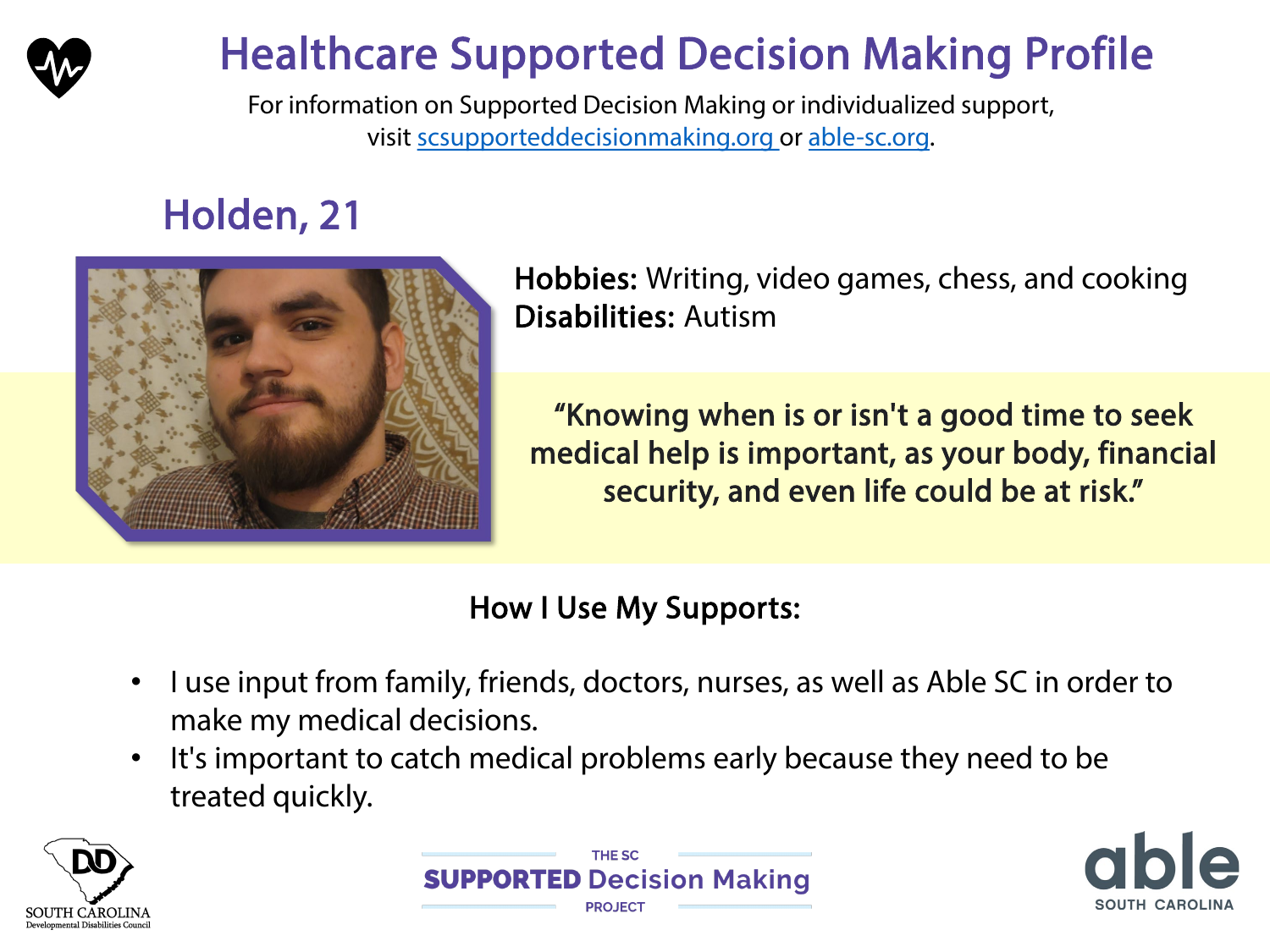# Healthcare Supported Decision Making Profile

For information on Supported Decision Making or individualized support, visit scsupporteddecisionmaking.org or able-sc.org.

## Holden, 21

**Hobbies:** Writing, video games, chess, and cooking
**Disabilities:** Autism

> "Knowing when is or isn't a good time to seek medical help is important, as your body, financial security, and even life could be at risk."

### How I Use My Supports:

- I use input from family, friends, doctors, nurses, as well as Able SC in order to make my medical decisions.
- It's important to catch medical problems early because they need to be treated quickly.

SOUTH CAROLINA Developmental Disabilities Council

THE SC SUPPORTED Decision Making PROJECT

able SOUTH CAROLINA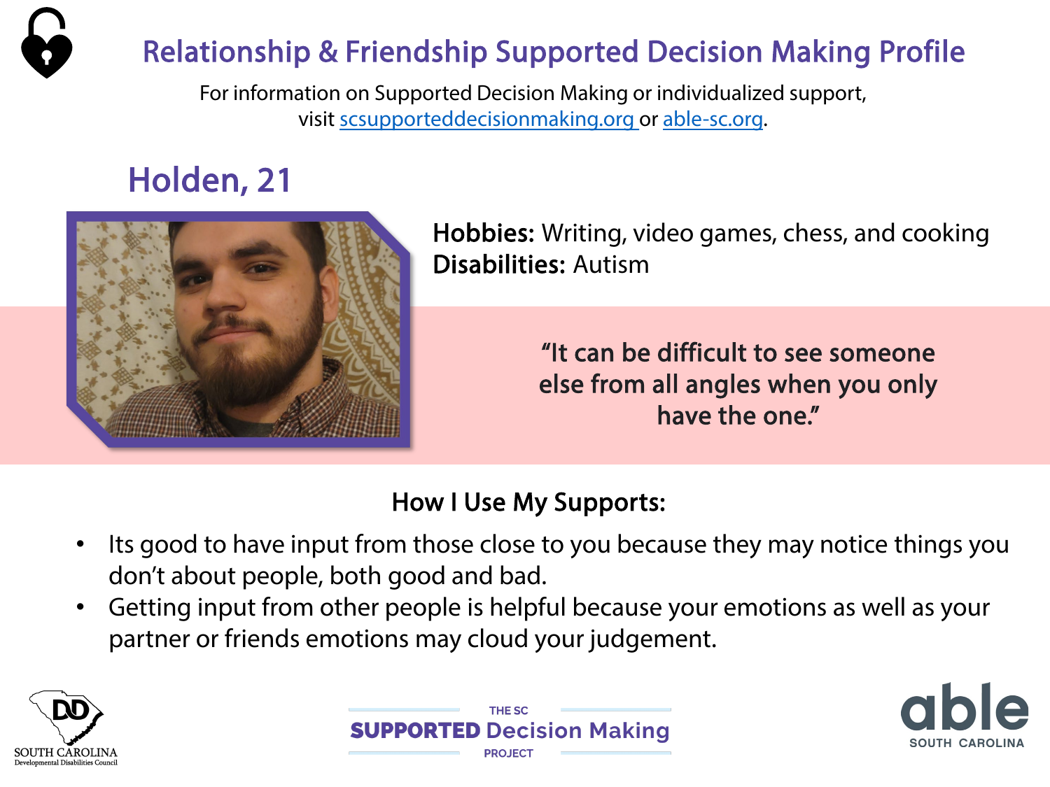# Relationship & Friendship Supported Decision Making Profile

For information on Supported Decision Making or individualized support, visit [scsupporteddecisionmaking.org](https://scsupporteddecisionmaking.org) or [able-sc.org](https://able-sc.org).

## Holden, 21

**Hobbies:** Writing, video games, chess, and cooking
**Disabilities:** Autism

"It can be difficult to see someone else from all angles when you only have the one."

### How I Use My Supports:

- Its good to have input from those close to you because they may notice things you don't about people, both good and bad.
- Getting input from other people is helpful because your emotions as well as your partner or friends emotions may cloud your judgement.

SOUTH CAROLINA Developmental Disabilities Council

THE SC SUPPORTED Decision Making PROJECT

able SOUTH CAROLINA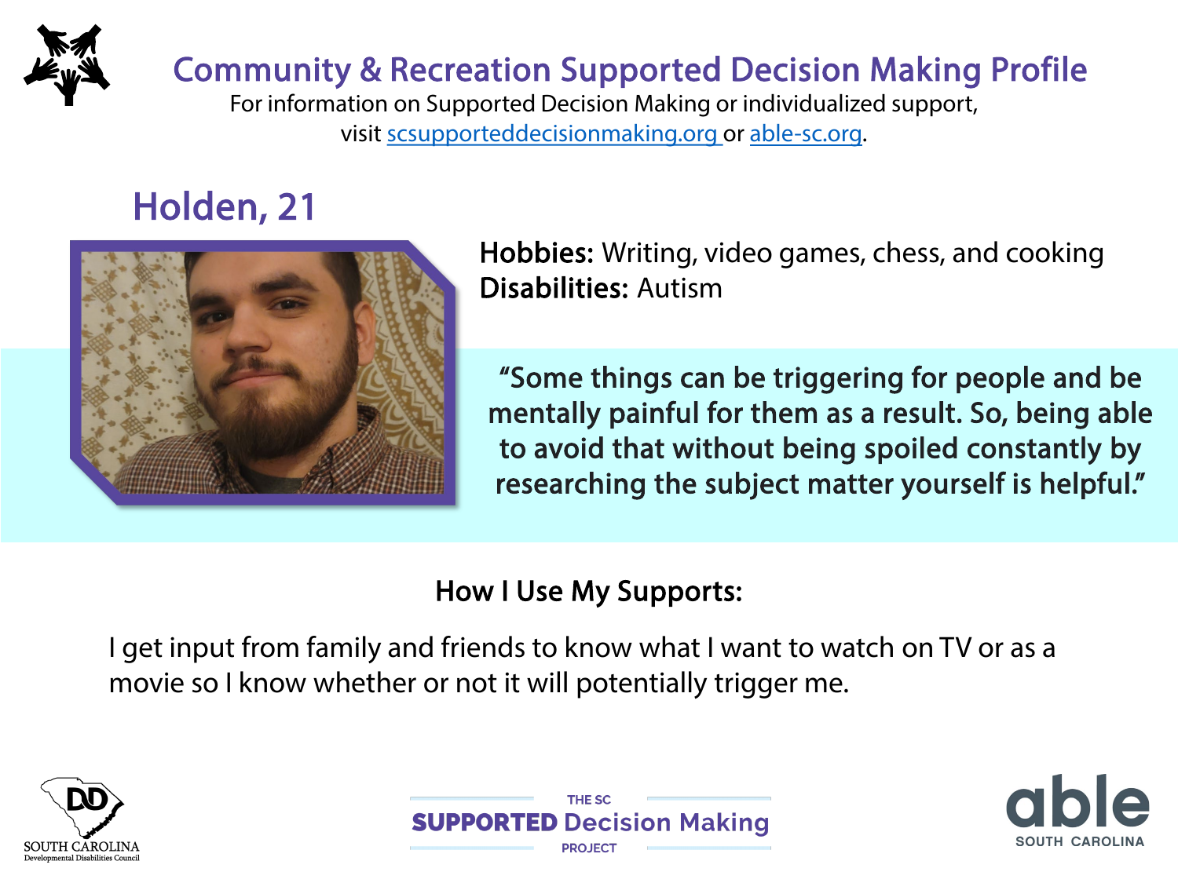# Community & Recreation Supported Decision Making Profile

For information on Supported Decision Making or individualized support, visit scsupporteddecisionmaking.org or able-sc.org.

## Holden, 21

**Hobbies:** Writing, video games, chess, and cooking

**Disabilities:** Autism

**"Some things can be triggering for people and be mentally painful for them as a result. So, being able to avoid that without being spoiled constantly by researching the subject matter yourself is helpful."**

### How I Use My Supports:

I get input from family and friends to know what I want to watch on TV or as a movie so I know whether or not it will potentially trigger me.

SOUTH CAROLINA Developmental Disabilities Council

THE SC SUPPORTED Decision Making PROJECT

able SOUTH CAROLINA